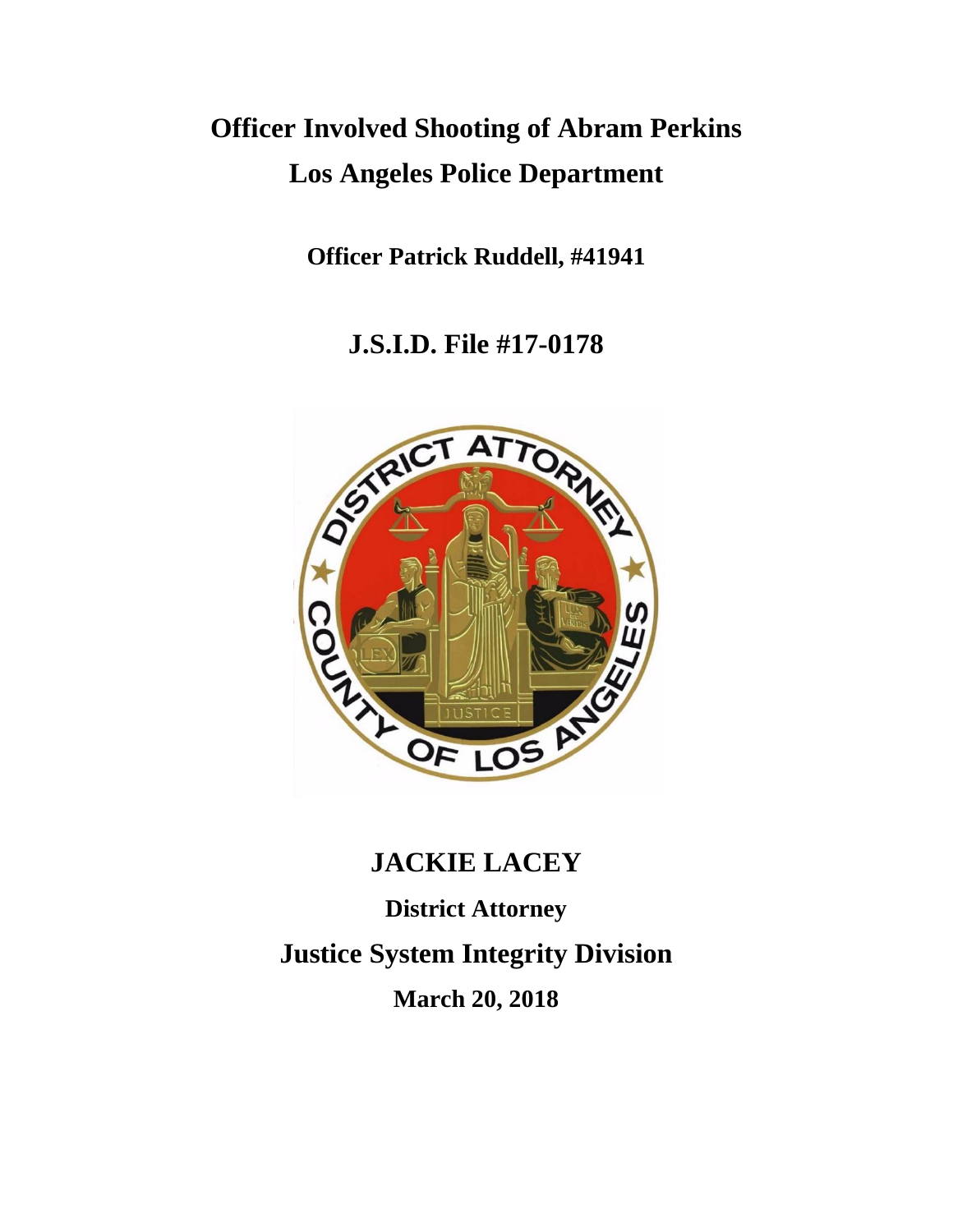# Officer Involved Shooting of Abram Perkins

# Los Angeles Police Department

**Officer Patrick Ruddell, #41941**

## J.S.I.D. File #17-0178

## JACKIE LACEY

**District Attorney**

## Justice System Integrity Division

**March 20, 2018**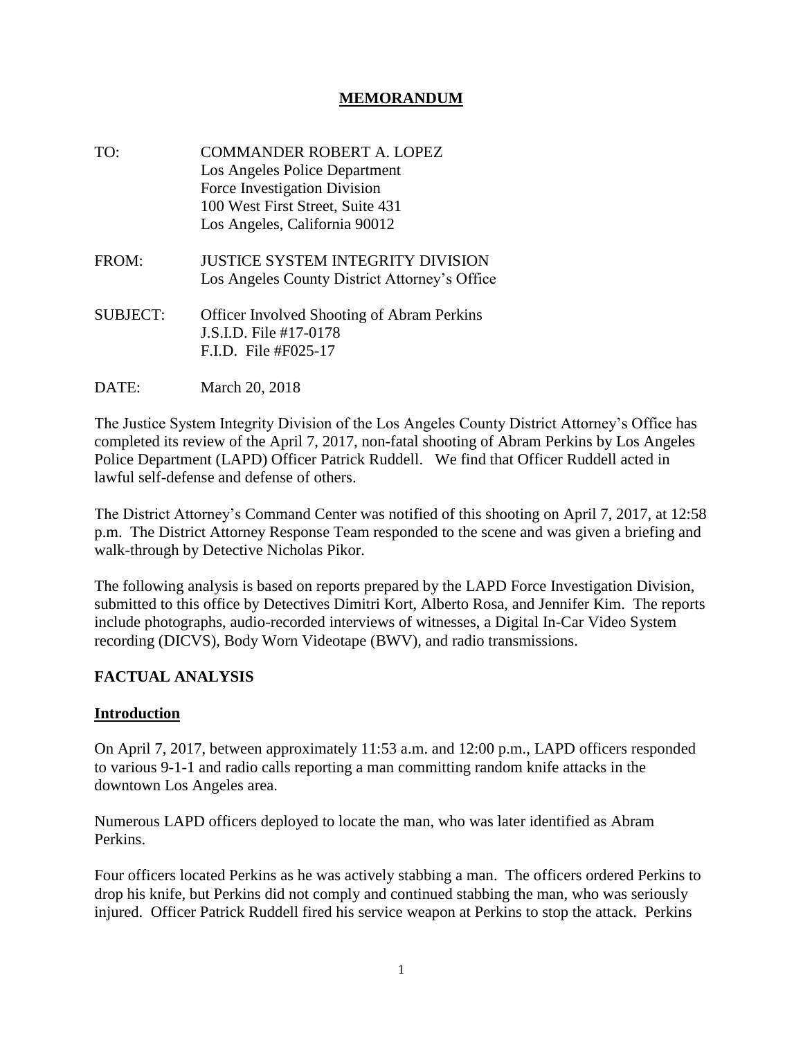# MEMORANDUM

TO: COMMANDER ROBERT A. LOPEZ
Los Angeles Police Department
Force Investigation Division
100 West First Street, Suite 431
Los Angeles, California 90012

FROM: JUSTICE SYSTEM INTEGRITY DIVISION
Los Angeles County District Attorney's Office

SUBJECT: Officer Involved Shooting of Abram Perkins
J.S.I.D. File #17-0178
F.I.D. File #F025-17

DATE: March 20, 2018

The Justice System Integrity Division of the Los Angeles County District Attorney's Office has completed its review of the April 7, 2017, non-fatal shooting of Abram Perkins by Los Angeles Police Department (LAPD) Officer Patrick Ruddell. We find that Officer Ruddell acted in lawful self-defense and defense of others.

The District Attorney's Command Center was notified of this shooting on April 7, 2017, at 12:58 p.m. The District Attorney Response Team responded to the scene and was given a briefing and walk-through by Detective Nicholas Pikor.

The following analysis is based on reports prepared by the LAPD Force Investigation Division, submitted to this office by Detectives Dimitri Kort, Alberto Rosa, and Jennifer Kim. The reports include photographs, audio-recorded interviews of witnesses, a Digital In-Car Video System recording (DICVS), Body Worn Videotape (BWV), and radio transmissions.

## FACTUAL ANALYSIS

### Introduction

On April 7, 2017, between approximately 11:53 a.m. and 12:00 p.m., LAPD officers responded to various 9-1-1 and radio calls reporting a man committing random knife attacks in the downtown Los Angeles area.

Numerous LAPD officers deployed to locate the man, who was later identified as Abram Perkins.

Four officers located Perkins as he was actively stabbing a man. The officers ordered Perkins to drop his knife, but Perkins did not comply and continued stabbing the man, who was seriously injured. Officer Patrick Ruddell fired his service weapon at Perkins to stop the attack. Perkins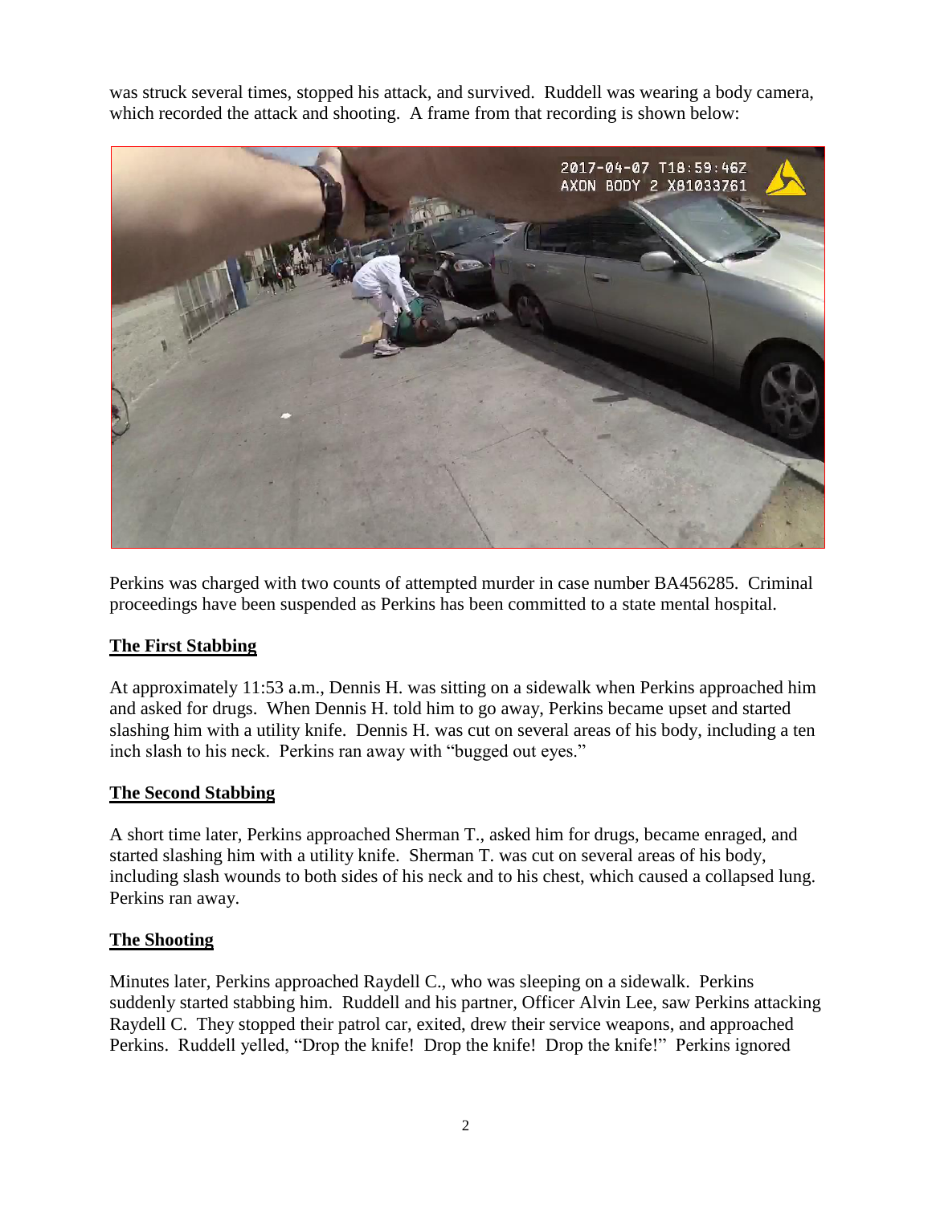was struck several times, stopped his attack, and survived. Ruddell was wearing a body camera, which recorded the attack and shooting. A frame from that recording is shown below:

Perkins was charged with two counts of attempted murder in case number BA456285. Criminal proceedings have been suspended as Perkins has been committed to a state mental hospital.

## The First Stabbing

At approximately 11:53 a.m., Dennis H. was sitting on a sidewalk when Perkins approached him and asked for drugs. When Dennis H. told him to go away, Perkins became upset and started slashing him with a utility knife. Dennis H. was cut on several areas of his body, including a ten inch slash to his neck. Perkins ran away with "bugged out eyes."

## The Second Stabbing

A short time later, Perkins approached Sherman T., asked him for drugs, became enraged, and started slashing him with a utility knife. Sherman T. was cut on several areas of his body, including slash wounds to both sides of his neck and to his chest, which caused a collapsed lung. Perkins ran away.

## The Shooting

Minutes later, Perkins approached Raydell C., who was sleeping on a sidewalk. Perkins suddenly started stabbing him. Ruddell and his partner, Officer Alvin Lee, saw Perkins attacking Raydell C. They stopped their patrol car, exited, drew their service weapons, and approached Perkins. Ruddell yelled, "Drop the knife! Drop the knife! Drop the knife!" Perkins ignored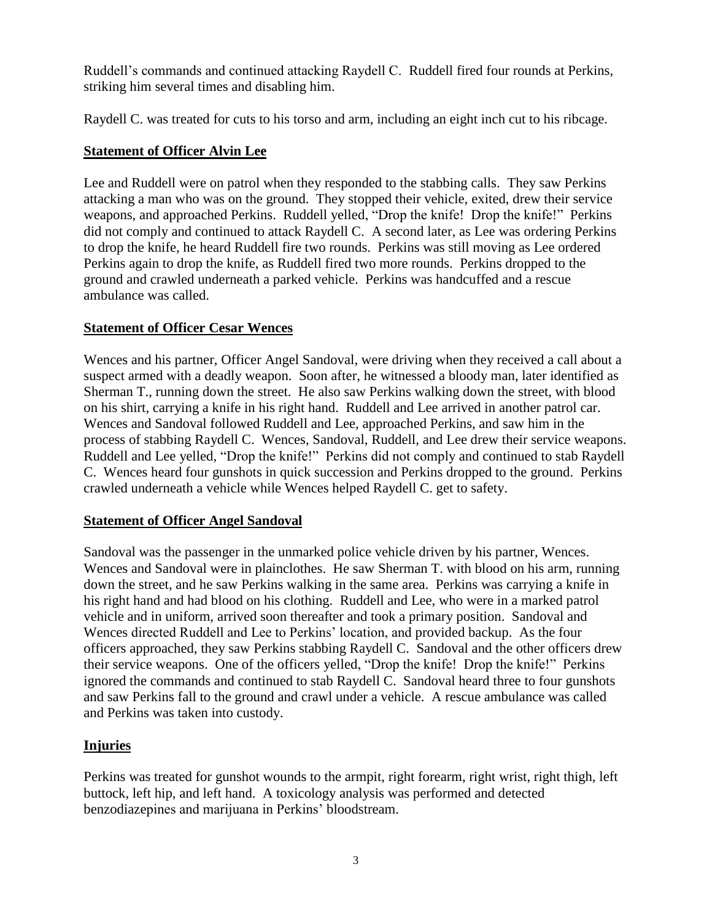Ruddell's commands and continued attacking Raydell C. Ruddell fired four rounds at Perkins, striking him several times and disabling him.

Raydell C. was treated for cuts to his torso and arm, including an eight inch cut to his ribcage.

## **Statement of Officer Alvin Lee**

Lee and Ruddell were on patrol when they responded to the stabbing calls. They saw Perkins attacking a man who was on the ground. They stopped their vehicle, exited, drew their service weapons, and approached Perkins. Ruddell yelled, "Drop the knife! Drop the knife!" Perkins did not comply and continued to attack Raydell C. A second later, as Lee was ordering Perkins to drop the knife, he heard Ruddell fire two rounds. Perkins was still moving as Lee ordered Perkins again to drop the knife, as Ruddell fired two more rounds. Perkins dropped to the ground and crawled underneath a parked vehicle. Perkins was handcuffed and a rescue ambulance was called.

## **Statement of Officer Cesar Wences**

Wences and his partner, Officer Angel Sandoval, were driving when they received a call about a suspect armed with a deadly weapon. Soon after, he witnessed a bloody man, later identified as Sherman T., running down the street. He also saw Perkins walking down the street, with blood on his shirt, carrying a knife in his right hand. Ruddell and Lee arrived in another patrol car. Wences and Sandoval followed Ruddell and Lee, approached Perkins, and saw him in the process of stabbing Raydell C. Wences, Sandoval, Ruddell, and Lee drew their service weapons. Ruddell and Lee yelled, "Drop the knife!" Perkins did not comply and continued to stab Raydell C. Wences heard four gunshots in quick succession and Perkins dropped to the ground. Perkins crawled underneath a vehicle while Wences helped Raydell C. get to safety.

## **Statement of Officer Angel Sandoval**

Sandoval was the passenger in the unmarked police vehicle driven by his partner, Wences. Wences and Sandoval were in plainclothes. He saw Sherman T. with blood on his arm, running down the street, and he saw Perkins walking in the same area. Perkins was carrying a knife in his right hand and had blood on his clothing. Ruddell and Lee, who were in a marked patrol vehicle and in uniform, arrived soon thereafter and took a primary position. Sandoval and Wences directed Ruddell and Lee to Perkins' location, and provided backup. As the four officers approached, they saw Perkins stabbing Raydell C. Sandoval and the other officers drew their service weapons. One of the officers yelled, "Drop the knife! Drop the knife!" Perkins ignored the commands and continued to stab Raydell C. Sandoval heard three to four gunshots and saw Perkins fall to the ground and crawl under a vehicle. A rescue ambulance was called and Perkins was taken into custody.

## **Injuries**

Perkins was treated for gunshot wounds to the armpit, right forearm, right wrist, right thigh, left buttock, left hip, and left hand. A toxicology analysis was performed and detected benzodiazepines and marijuana in Perkins' bloodstream.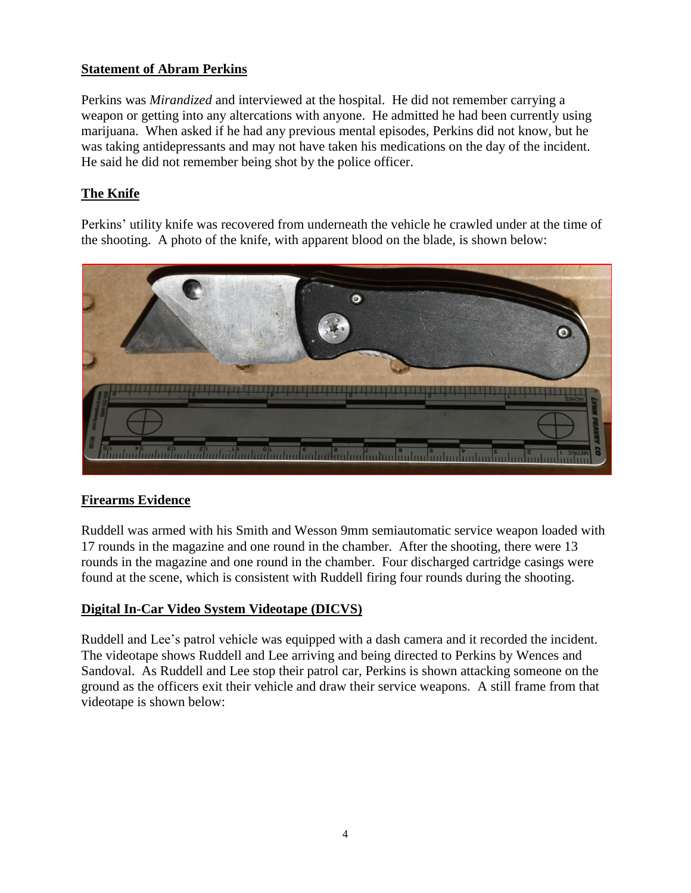**Statement of Abram Perkins**

Perkins was *Mirandized* and interviewed at the hospital. He did not remember carrying a weapon or getting into any altercations with anyone. He admitted he had been currently using marijuana. When asked if he had any previous mental episodes, Perkins did not know, but he was taking antidepressants and may not have taken his medications on the day of the incident. He said he did not remember being shot by the police officer.

**The Knife**

Perkins' utility knife was recovered from underneath the vehicle he crawled under at the time of the shooting. A photo of the knife, with apparent blood on the blade, is shown below:

**Firearms Evidence**

Ruddell was armed with his Smith and Wesson 9mm semiautomatic service weapon loaded with 17 rounds in the magazine and one round in the chamber. After the shooting, there were 13 rounds in the magazine and one round in the chamber. Four discharged cartridge casings were found at the scene, which is consistent with Ruddell firing four rounds during the shooting.

**Digital In-Car Video System Videotape (DICVS)**

Ruddell and Lee's patrol vehicle was equipped with a dash camera and it recorded the incident. The videotape shows Ruddell and Lee arriving and being directed to Perkins by Wences and Sandoval. As Ruddell and Lee stop their patrol car, Perkins is shown attacking someone on the ground as the officers exit their vehicle and draw their service weapons. A still frame from that videotape is shown below: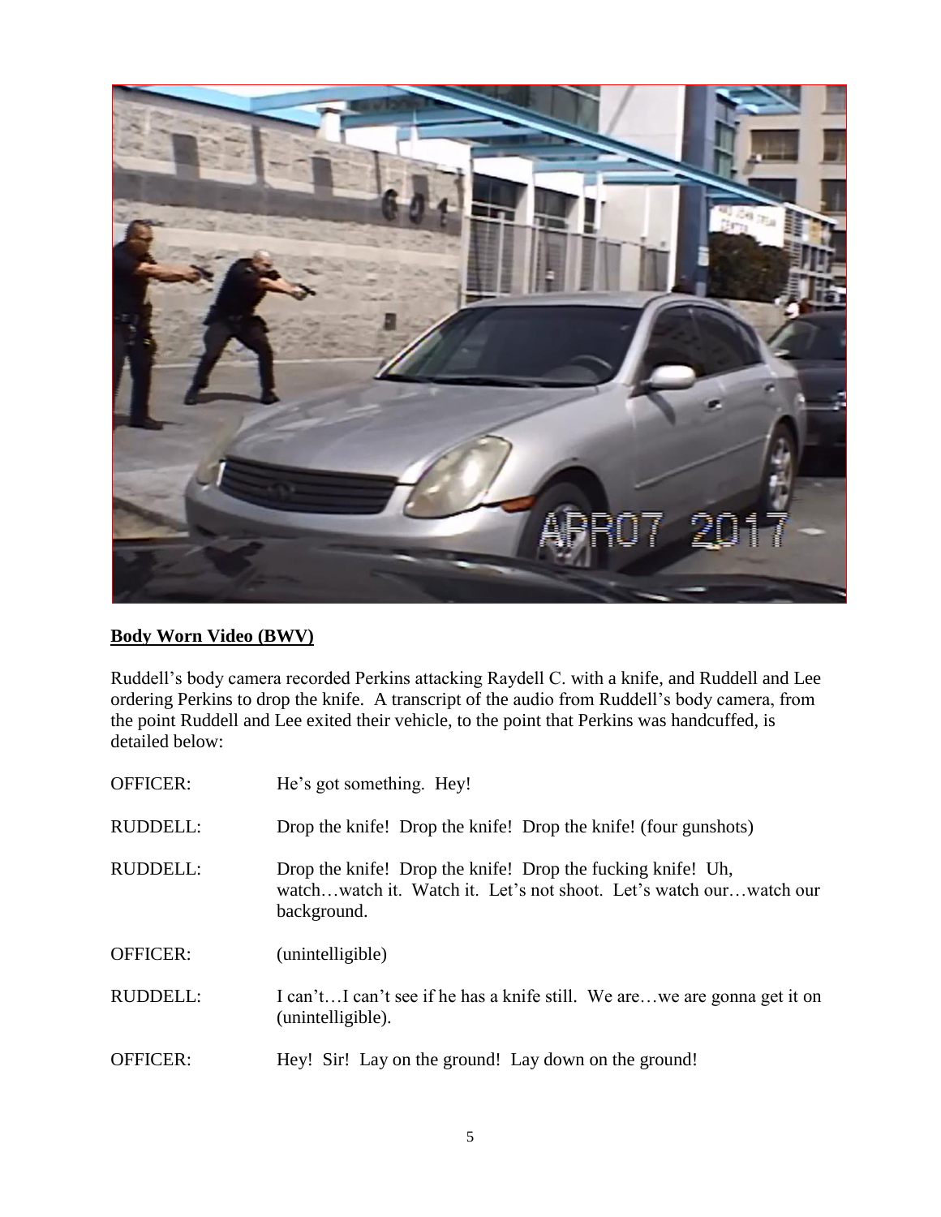## Body Worn Video (BWV)

Ruddell's body camera recorded Perkins attacking Raydell C. with a knife, and Ruddell and Lee ordering Perkins to drop the knife. A transcript of the audio from Ruddell's body camera, from the point Ruddell and Lee exited their vehicle, to the point that Perkins was handcuffed, is detailed below:

| | |
|---|---|
| OFFICER: | He's got something. Hey! |
| RUDDELL: | Drop the knife! Drop the knife! Drop the knife! (four gunshots) |
| RUDDELL: | Drop the knife! Drop the knife! Drop the fucking knife! Uh, watch…watch it. Watch it. Let's not shoot. Let's watch our…watch our background. |
| OFFICER: | (unintelligible) |
| RUDDELL: | I can't…I can't see if he has a knife still. We are…we are gonna get it on (unintelligible). |
| OFFICER: | Hey! Sir! Lay on the ground! Lay down on the ground! |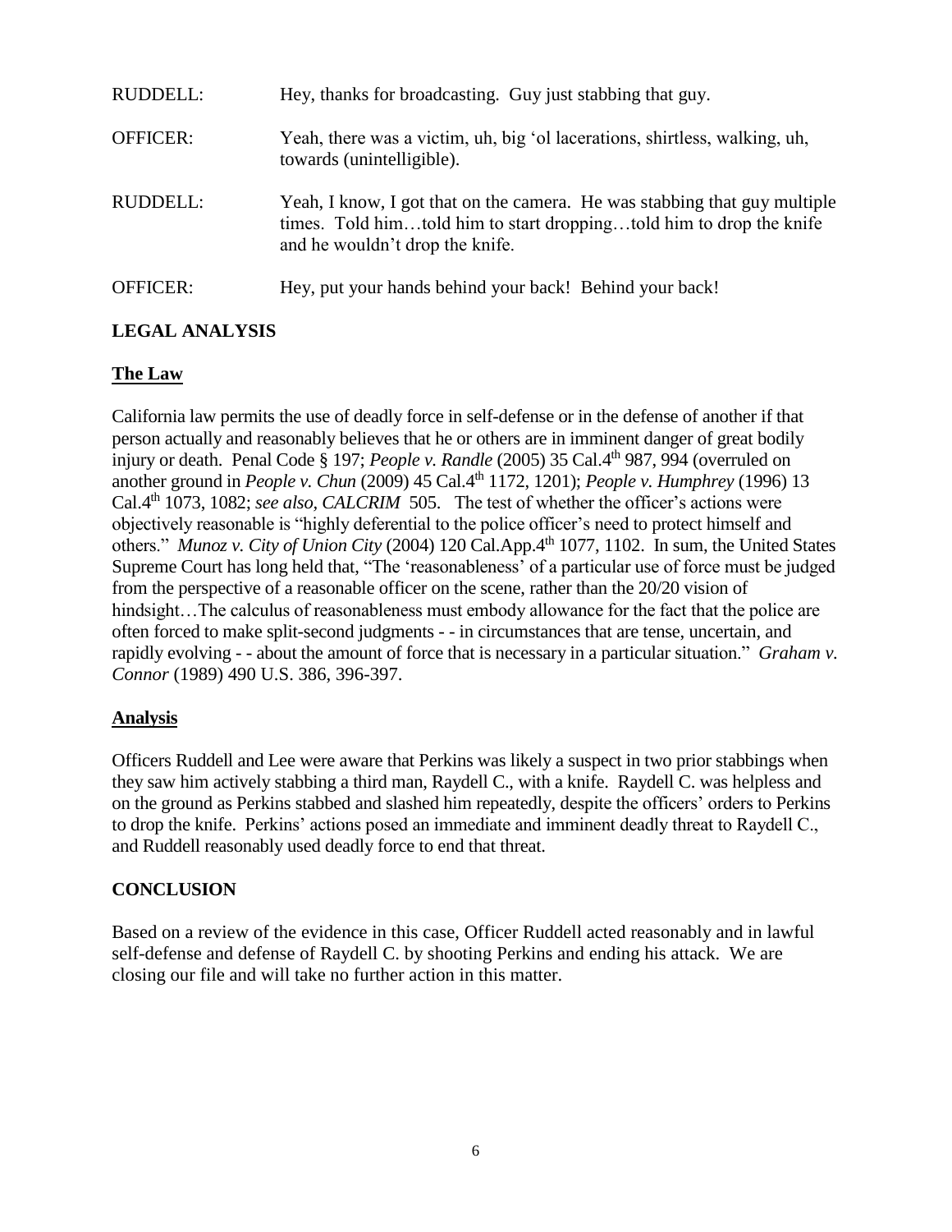RUDDELL: Hey, thanks for broadcasting. Guy just stabbing that guy.

OFFICER: Yeah, there was a victim, uh, big 'ol lacerations, shirtless, walking, uh, towards (unintelligible).

RUDDELL: Yeah, I know, I got that on the camera. He was stabbing that guy multiple times. Told him…told him to start dropping…told him to drop the knife and he wouldn't drop the knife.

OFFICER: Hey, put your hands behind your back! Behind your back!

## LEGAL ANALYSIS

### The Law

California law permits the use of deadly force in self-defense or in the defense of another if that person actually and reasonably believes that he or others are in imminent danger of great bodily injury or death. Penal Code § 197; *People v. Randle* (2005) 35 Cal.4th 987, 994 (overruled on another ground in *People v. Chun* (2009) 45 Cal.4th 1172, 1201); *People v. Humphrey* (1996) 13 Cal.4th 1073, 1082; *see also, CALCRIM* 505. The test of whether the officer's actions were objectively reasonable is "highly deferential to the police officer's need to protect himself and others." *Munoz v. City of Union City* (2004) 120 Cal.App.4th 1077, 1102. In sum, the United States Supreme Court has long held that, "The 'reasonableness' of a particular use of force must be judged from the perspective of a reasonable officer on the scene, rather than the 20/20 vision of hindsight…The calculus of reasonableness must embody allowance for the fact that the police are often forced to make split-second judgments - - in circumstances that are tense, uncertain, and rapidly evolving - - about the amount of force that is necessary in a particular situation." *Graham v. Connor* (1989) 490 U.S. 386, 396-397.

### Analysis

Officers Ruddell and Lee were aware that Perkins was likely a suspect in two prior stabbings when they saw him actively stabbing a third man, Raydell C., with a knife. Raydell C. was helpless and on the ground as Perkins stabbed and slashed him repeatedly, despite the officers' orders to Perkins to drop the knife. Perkins' actions posed an immediate and imminent deadly threat to Raydell C., and Ruddell reasonably used deadly force to end that threat.

## CONCLUSION

Based on a review of the evidence in this case, Officer Ruddell acted reasonably and in lawful self-defense and defense of Raydell C. by shooting Perkins and ending his attack. We are closing our file and will take no further action in this matter.